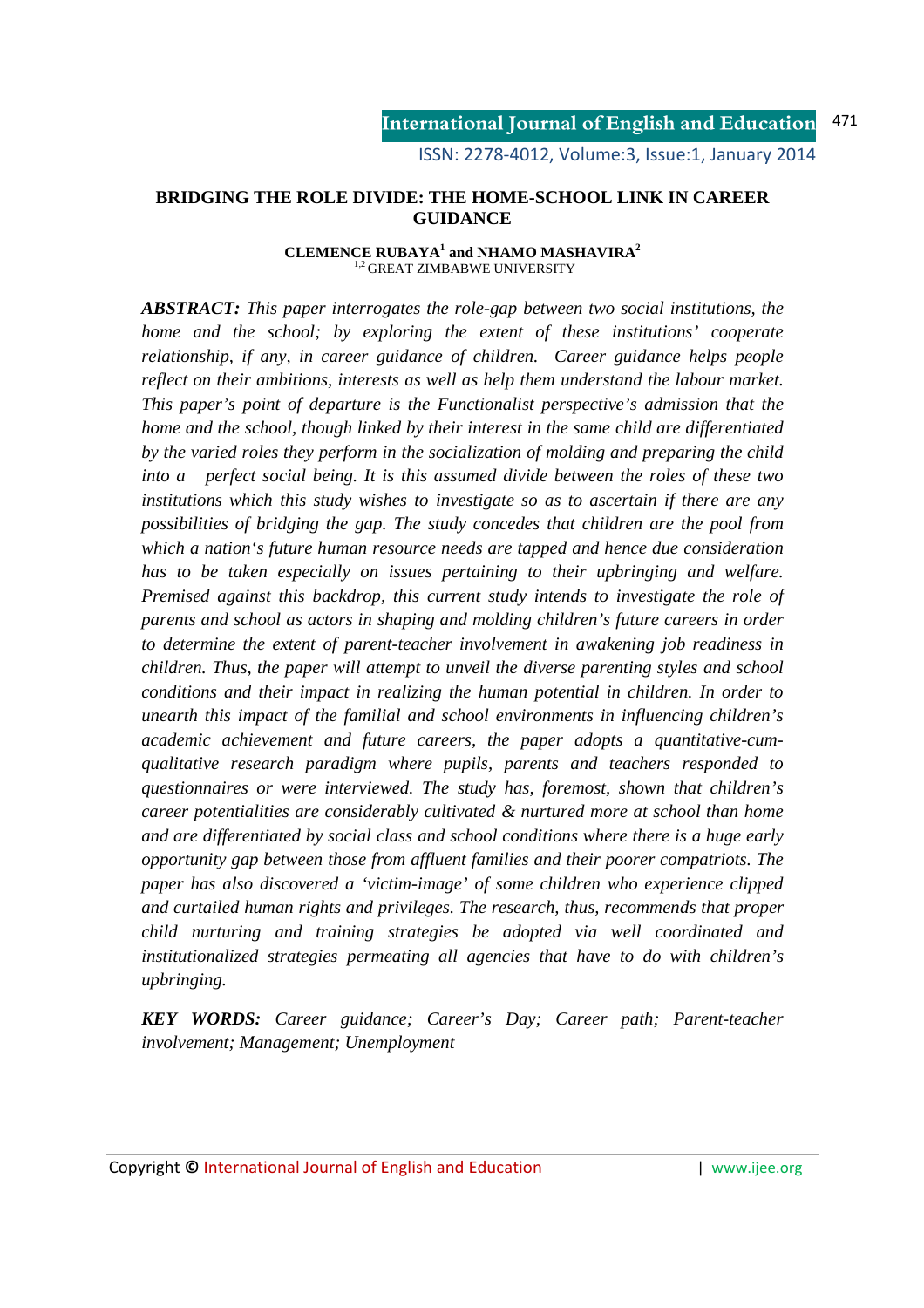# BRIDGING THE ROLE DIVIDE: THE HOME-SCHOOL LINK IN CAREER GUIDANCE

**CLEMENCE RUBAYA[1] and NHAMO MASHAVIRA[2]**
[1,2] GREAT ZIMBABWE UNIVERSITY

***ABSTRACT:*** *This paper interrogates the role-gap between two social institutions, the home and the school; by exploring the extent of these institutions' cooperate relationship, if any, in career guidance of children. Career guidance helps people reflect on their ambitions, interests as well as help them understand the labour market. This paper's point of departure is the Functionalist perspective's admission that the home and the school, though linked by their interest in the same child are differentiated by the varied roles they perform in the socialization of molding and preparing the child into a perfect social being. It is this assumed divide between the roles of these two institutions which this study wishes to investigate so as to ascertain if there are any possibilities of bridging the gap. The study concedes that children are the pool from which a nation's future human resource needs are tapped and hence due consideration has to be taken especially on issues pertaining to their upbringing and welfare. Premised against this backdrop, this current study intends to investigate the role of parents and school as actors in shaping and molding children's future careers in order to determine the extent of parent-teacher involvement in awakening job readiness in children. Thus, the paper will attempt to unveil the diverse parenting styles and school conditions and their impact in realizing the human potential in children. In order to unearth this impact of the familial and school environments in influencing children's academic achievement and future careers, the paper adopts a quantitative-cum-qualitative research paradigm where pupils, parents and teachers responded to questionnaires or were interviewed. The study has, foremost, shown that children's career potentialities are considerably cultivated & nurtured more at school than home and are differentiated by social class and school conditions where there is a huge early opportunity gap between those from affluent families and their poorer compatriots. The paper has also discovered a 'victim-image' of some children who experience clipped and curtailed human rights and privileges. The research, thus, recommends that proper child nurturing and training strategies be adopted via well coordinated and institutionalized strategies permeating all agencies that have to do with children's upbringing.*

***KEY WORDS:*** *Career guidance; Career's Day; Career path; Parent-teacher involvement; Management; Unemployment*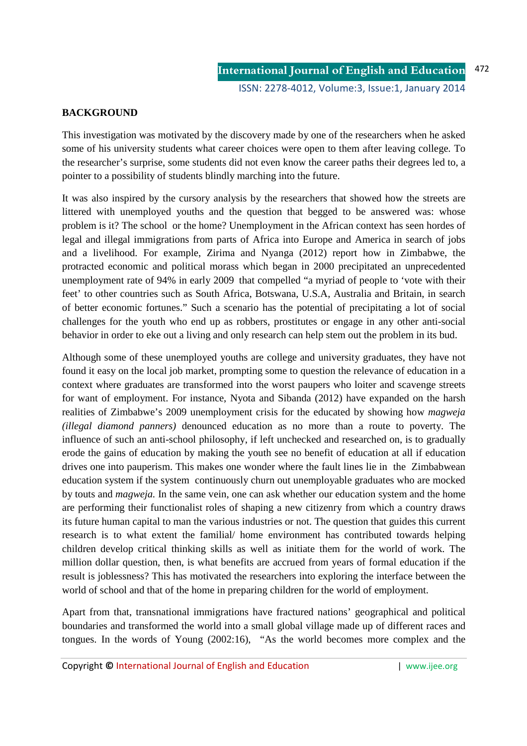## BACKGROUND

This investigation was motivated by the discovery made by one of the researchers when he asked some of his university students what career choices were open to them after leaving college. To the researcher's surprise, some students did not even know the career paths their degrees led to, a pointer to a possibility of students blindly marching into the future.

It was also inspired by the cursory analysis by the researchers that showed how the streets are littered with unemployed youths and the question that begged to be answered was: whose problem is it? The school or the home? Unemployment in the African context has seen hordes of legal and illegal immigrations from parts of Africa into Europe and America in search of jobs and a livelihood. For example, Zirima and Nyanga (2012) report how in Zimbabwe, the protracted economic and political morass which began in 2000 precipitated an unprecedented unemployment rate of 94% in early 2009 that compelled "a myriad of people to 'vote with their feet' to other countries such as South Africa, Botswana, U.S.A, Australia and Britain, in search of better economic fortunes." Such a scenario has the potential of precipitating a lot of social challenges for the youth who end up as robbers, prostitutes or engage in any other anti-social behavior in order to eke out a living and only research can help stem out the problem in its bud.

Although some of these unemployed youths are college and university graduates, they have not found it easy on the local job market, prompting some to question the relevance of education in a context where graduates are transformed into the worst paupers who loiter and scavenge streets for want of employment. For instance, Nyota and Sibanda (2012) have expanded on the harsh realities of Zimbabwe's 2009 unemployment crisis for the educated by showing how *magweja (illegal diamond panners)* denounced education as no more than a route to poverty. The influence of such an anti-school philosophy, if left unchecked and researched on, is to gradually erode the gains of education by making the youth see no benefit of education at all if education drives one into pauperism. This makes one wonder where the fault lines lie in the Zimbabwean education system if the system continuously churn out unemployable graduates who are mocked by touts and *magweja.* In the same vein, one can ask whether our education system and the home are performing their functionalist roles of shaping a new citizenry from which a country draws its future human capital to man the various industries or not. The question that guides this current research is to what extent the familial/ home environment has contributed towards helping children develop critical thinking skills as well as initiate them for the world of work. The million dollar question, then, is what benefits are accrued from years of formal education if the result is joblessness? This has motivated the researchers into exploring the interface between the world of school and that of the home in preparing children for the world of employment.

Apart from that, transnational immigrations have fractured nations' geographical and political boundaries and transformed the world into a small global village made up of different races and tongues. In the words of Young (2002:16), "As the world becomes more complex and the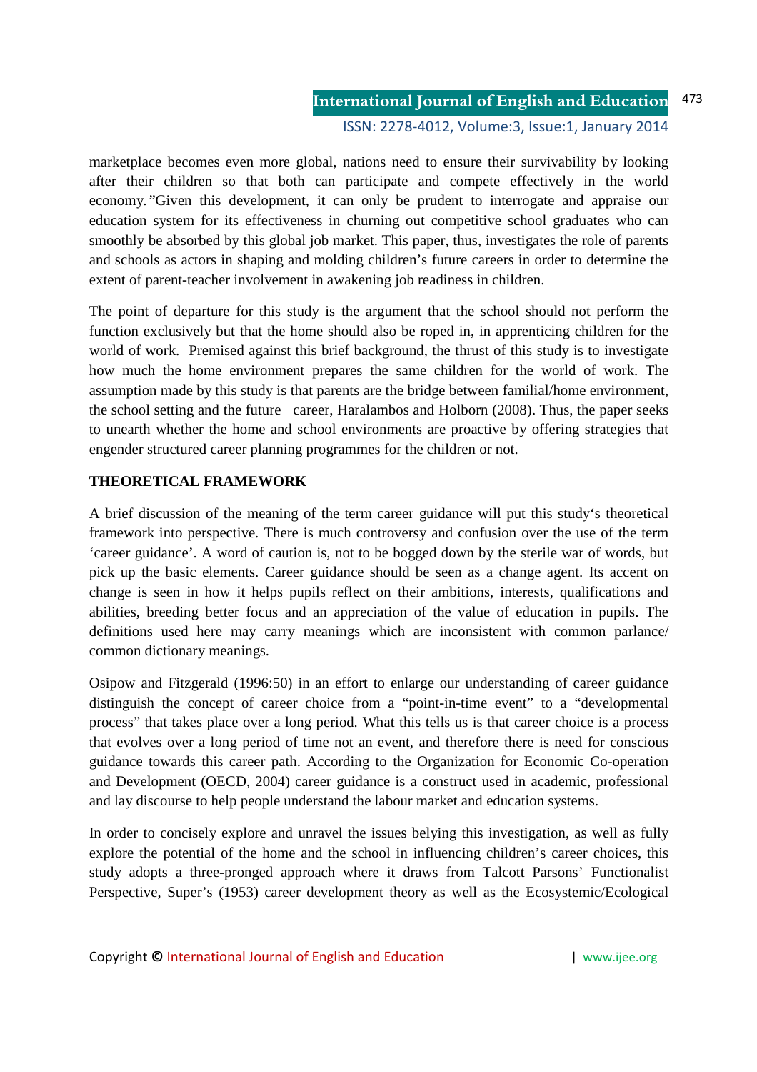marketplace becomes even more global, nations need to ensure their survivability by looking after their children so that both can participate and compete effectively in the world economy.*"*Given this development, it can only be prudent to interrogate and appraise our education system for its effectiveness in churning out competitive school graduates who can smoothly be absorbed by this global job market. This paper, thus, investigates the role of parents and schools as actors in shaping and molding children's future careers in order to determine the extent of parent-teacher involvement in awakening job readiness in children.

The point of departure for this study is the argument that the school should not perform the function exclusively but that the home should also be roped in, in apprenticing children for the world of work. Premised against this brief background, the thrust of this study is to investigate how much the home environment prepares the same children for the world of work. The assumption made by this study is that parents are the bridge between familial/home environment, the school setting and the future career, Haralambos and Holborn (2008). Thus, the paper seeks to unearth whether the home and school environments are proactive by offering strategies that engender structured career planning programmes for the children or not.

## THEORETICAL FRAMEWORK

A brief discussion of the meaning of the term career guidance will put this study's theoretical framework into perspective. There is much controversy and confusion over the use of the term 'career guidance'. A word of caution is, not to be bogged down by the sterile war of words, but pick up the basic elements. Career guidance should be seen as a change agent. Its accent on change is seen in how it helps pupils reflect on their ambitions, interests, qualifications and abilities, breeding better focus and an appreciation of the value of education in pupils. The definitions used here may carry meanings which are inconsistent with common parlance/ common dictionary meanings.

Osipow and Fitzgerald (1996:50) in an effort to enlarge our understanding of career guidance distinguish the concept of career choice from a "point-in-time event" to a "developmental process" that takes place over a long period. What this tells us is that career choice is a process that evolves over a long period of time not an event, and therefore there is need for conscious guidance towards this career path. According to the Organization for Economic Co-operation and Development (OECD, 2004) career guidance is a construct used in academic, professional and lay discourse to help people understand the labour market and education systems.

In order to concisely explore and unravel the issues belying this investigation, as well as fully explore the potential of the home and the school in influencing children's career choices, this study adopts a three-pronged approach where it draws from Talcott Parsons' Functionalist Perspective, Super's (1953) career development theory as well as the Ecosystemic/Ecological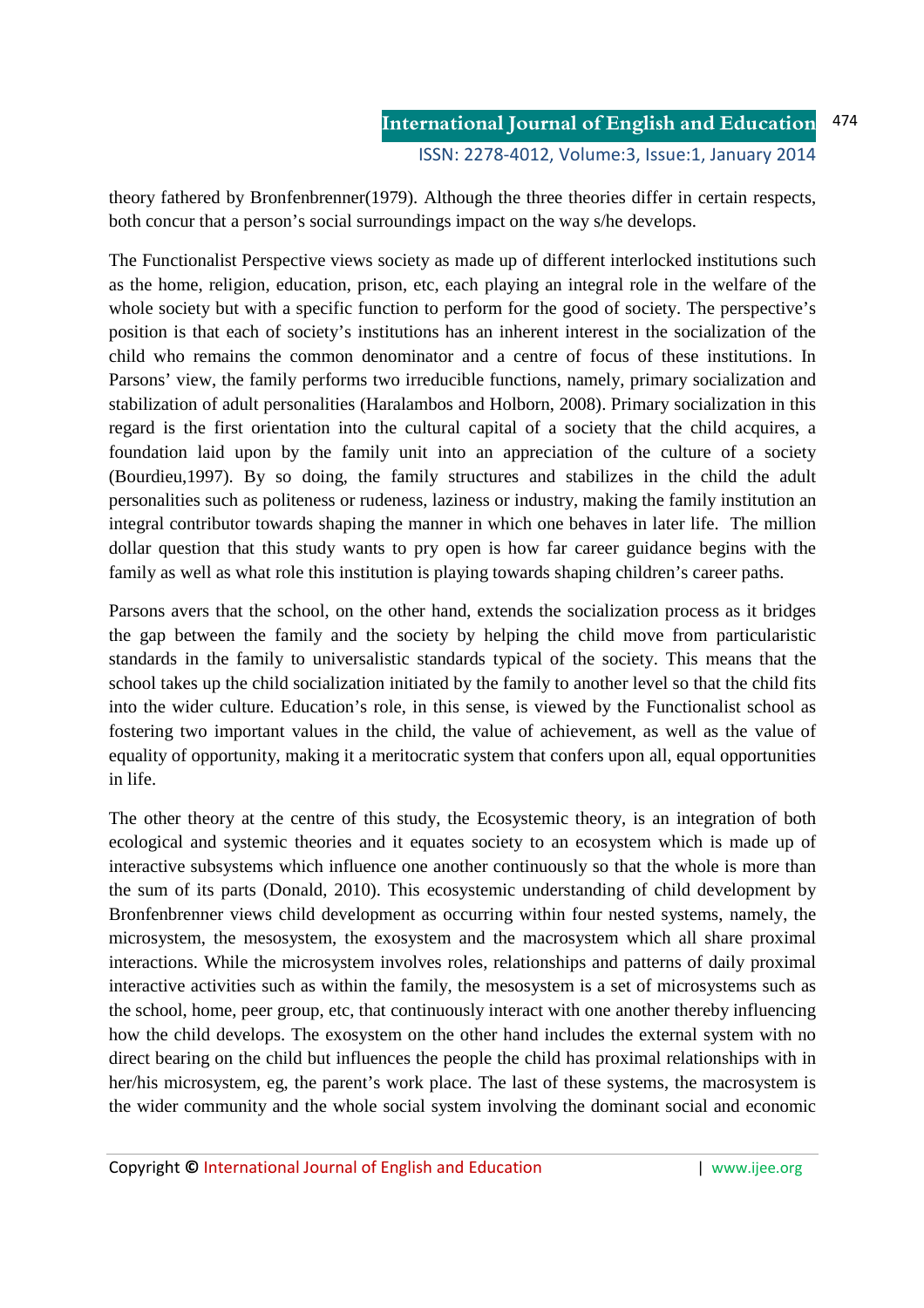theory fathered by Bronfenbrenner(1979). Although the three theories differ in certain respects, both concur that a person's social surroundings impact on the way s/he develops.

The Functionalist Perspective views society as made up of different interlocked institutions such as the home, religion, education, prison, etc, each playing an integral role in the welfare of the whole society but with a specific function to perform for the good of society. The perspective's position is that each of society's institutions has an inherent interest in the socialization of the child who remains the common denominator and a centre of focus of these institutions. In Parsons' view, the family performs two irreducible functions, namely, primary socialization and stabilization of adult personalities (Haralambos and Holborn, 2008). Primary socialization in this regard is the first orientation into the cultural capital of a society that the child acquires, a foundation laid upon by the family unit into an appreciation of the culture of a society (Bourdieu,1997). By so doing, the family structures and stabilizes in the child the adult personalities such as politeness or rudeness, laziness or industry, making the family institution an integral contributor towards shaping the manner in which one behaves in later life. The million dollar question that this study wants to pry open is how far career guidance begins with the family as well as what role this institution is playing towards shaping children's career paths.

Parsons avers that the school, on the other hand, extends the socialization process as it bridges the gap between the family and the society by helping the child move from particularistic standards in the family to universalistic standards typical of the society. This means that the school takes up the child socialization initiated by the family to another level so that the child fits into the wider culture. Education's role, in this sense, is viewed by the Functionalist school as fostering two important values in the child, the value of achievement, as well as the value of equality of opportunity, making it a meritocratic system that confers upon all, equal opportunities in life.

The other theory at the centre of this study, the Ecosystemic theory, is an integration of both ecological and systemic theories and it equates society to an ecosystem which is made up of interactive subsystems which influence one another continuously so that the whole is more than the sum of its parts (Donald, 2010). This ecosystemic understanding of child development by Bronfenbrenner views child development as occurring within four nested systems, namely, the microsystem, the mesosystem, the exosystem and the macrosystem which all share proximal interactions. While the microsystem involves roles, relationships and patterns of daily proximal interactive activities such as within the family, the mesosystem is a set of microsystems such as the school, home, peer group, etc, that continuously interact with one another thereby influencing how the child develops. The exosystem on the other hand includes the external system with no direct bearing on the child but influences the people the child has proximal relationships with in her/his microsystem, eg, the parent's work place. The last of these systems, the macrosystem is the wider community and the whole social system involving the dominant social and economic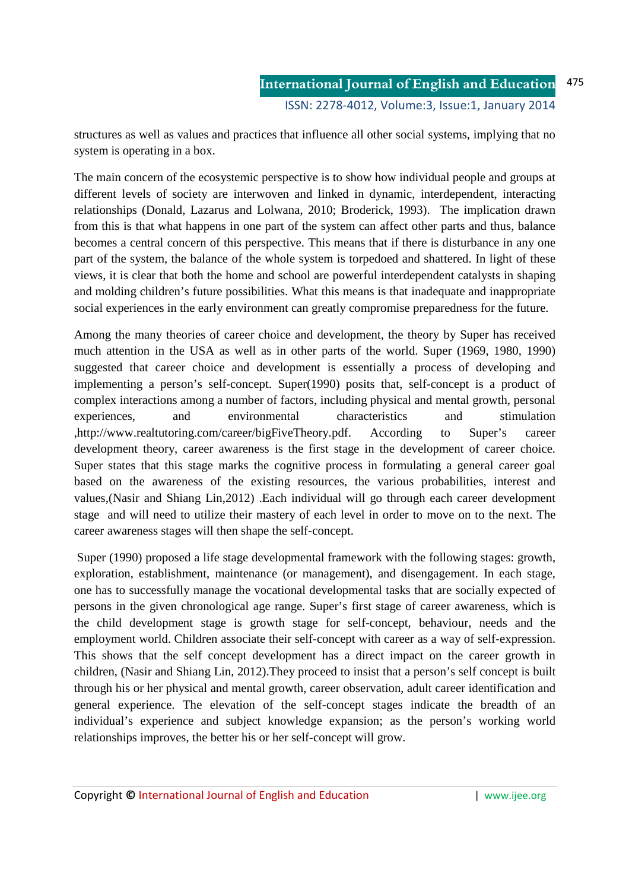structures as well as values and practices that influence all other social systems, implying that no system is operating in a box.

The main concern of the ecosystemic perspective is to show how individual people and groups at different levels of society are interwoven and linked in dynamic, interdependent, interacting relationships (Donald, Lazarus and Lolwana, 2010; Broderick, 1993). The implication drawn from this is that what happens in one part of the system can affect other parts and thus, balance becomes a central concern of this perspective. This means that if there is disturbance in any one part of the system, the balance of the whole system is torpedoed and shattered. In light of these views, it is clear that both the home and school are powerful interdependent catalysts in shaping and molding children's future possibilities. What this means is that inadequate and inappropriate social experiences in the early environment can greatly compromise preparedness for the future.

Among the many theories of career choice and development, the theory by Super has received much attention in the USA as well as in other parts of the world. Super (1969, 1980, 1990) suggested that career choice and development is essentially a process of developing and implementing a person's self-concept. Super(1990) posits that, self-concept is a product of complex interactions among a number of factors, including physical and mental growth, personal experiences, and environmental characteristics and stimulation ,http://www.realtutoring.com/career/bigFiveTheory.pdf. According to Super's career development theory, career awareness is the first stage in the development of career choice. Super states that this stage marks the cognitive process in formulating a general career goal based on the awareness of the existing resources, the various probabilities, interest and values,(Nasir and Shiang Lin,2012) .Each individual will go through each career development stage and will need to utilize their mastery of each level in order to move on to the next. The career awareness stages will then shape the self-concept.

Super (1990) proposed a life stage developmental framework with the following stages: growth, exploration, establishment, maintenance (or management), and disengagement. In each stage, one has to successfully manage the vocational developmental tasks that are socially expected of persons in the given chronological age range. Super's first stage of career awareness, which is the child development stage is growth stage for self-concept, behaviour, needs and the employment world. Children associate their self-concept with career as a way of self-expression. This shows that the self concept development has a direct impact on the career growth in children, (Nasir and Shiang Lin, 2012).They proceed to insist that a person's self concept is built through his or her physical and mental growth, career observation, adult career identification and general experience. The elevation of the self-concept stages indicate the breadth of an individual's experience and subject knowledge expansion; as the person's working world relationships improves, the better his or her self-concept will grow.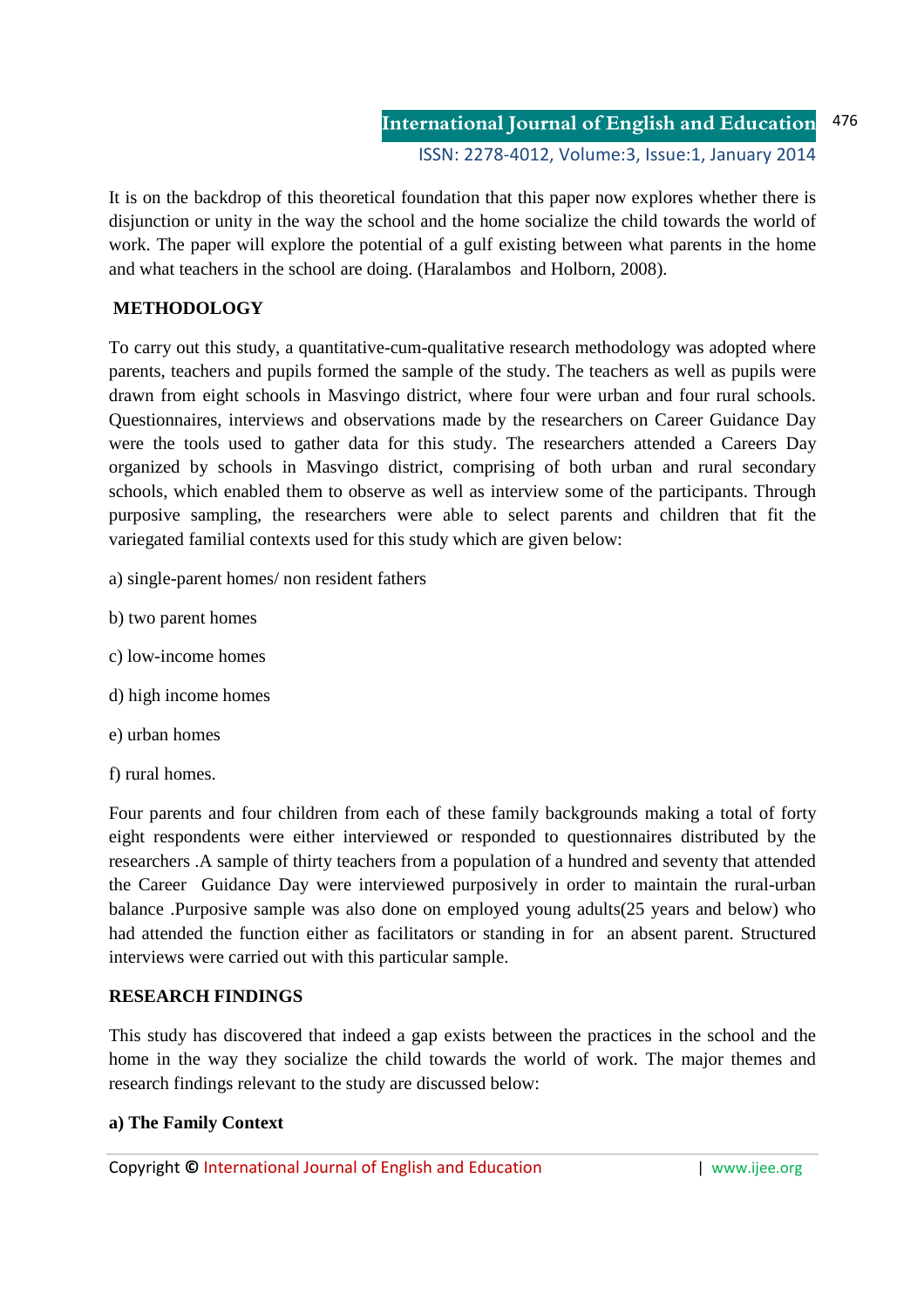It is on the backdrop of this theoretical foundation that this paper now explores whether there is disjunction or unity in the way the school and the home socialize the child towards the world of work. The paper will explore the potential of a gulf existing between what parents in the home and what teachers in the school are doing. (Haralambos and Holborn, 2008).

## METHODOLOGY

To carry out this study, a quantitative-cum-qualitative research methodology was adopted where parents, teachers and pupils formed the sample of the study. The teachers as well as pupils were drawn from eight schools in Masvingo district, where four were urban and four rural schools. Questionnaires, interviews and observations made by the researchers on Career Guidance Day were the tools used to gather data for this study. The researchers attended a Careers Day organized by schools in Masvingo district, comprising of both urban and rural secondary schools, which enabled them to observe as well as interview some of the participants. Through purposive sampling, the researchers were able to select parents and children that fit the variegated familial contexts used for this study which are given below:

a) single-parent homes/ non resident fathers

b) two parent homes

c) low-income homes

d) high income homes

e) urban homes

f) rural homes.

Four parents and four children from each of these family backgrounds making a total of forty eight respondents were either interviewed or responded to questionnaires distributed by the researchers .A sample of thirty teachers from a population of a hundred and seventy that attended the Career Guidance Day were interviewed purposively in order to maintain the rural-urban balance .Purposive sample was also done on employed young adults(25 years and below) who had attended the function either as facilitators or standing in for an absent parent. Structured interviews were carried out with this particular sample.

## RESEARCH FINDINGS

This study has discovered that indeed a gap exists between the practices in the school and the home in the way they socialize the child towards the world of work. The major themes and research findings relevant to the study are discussed below:

### a) The Family Context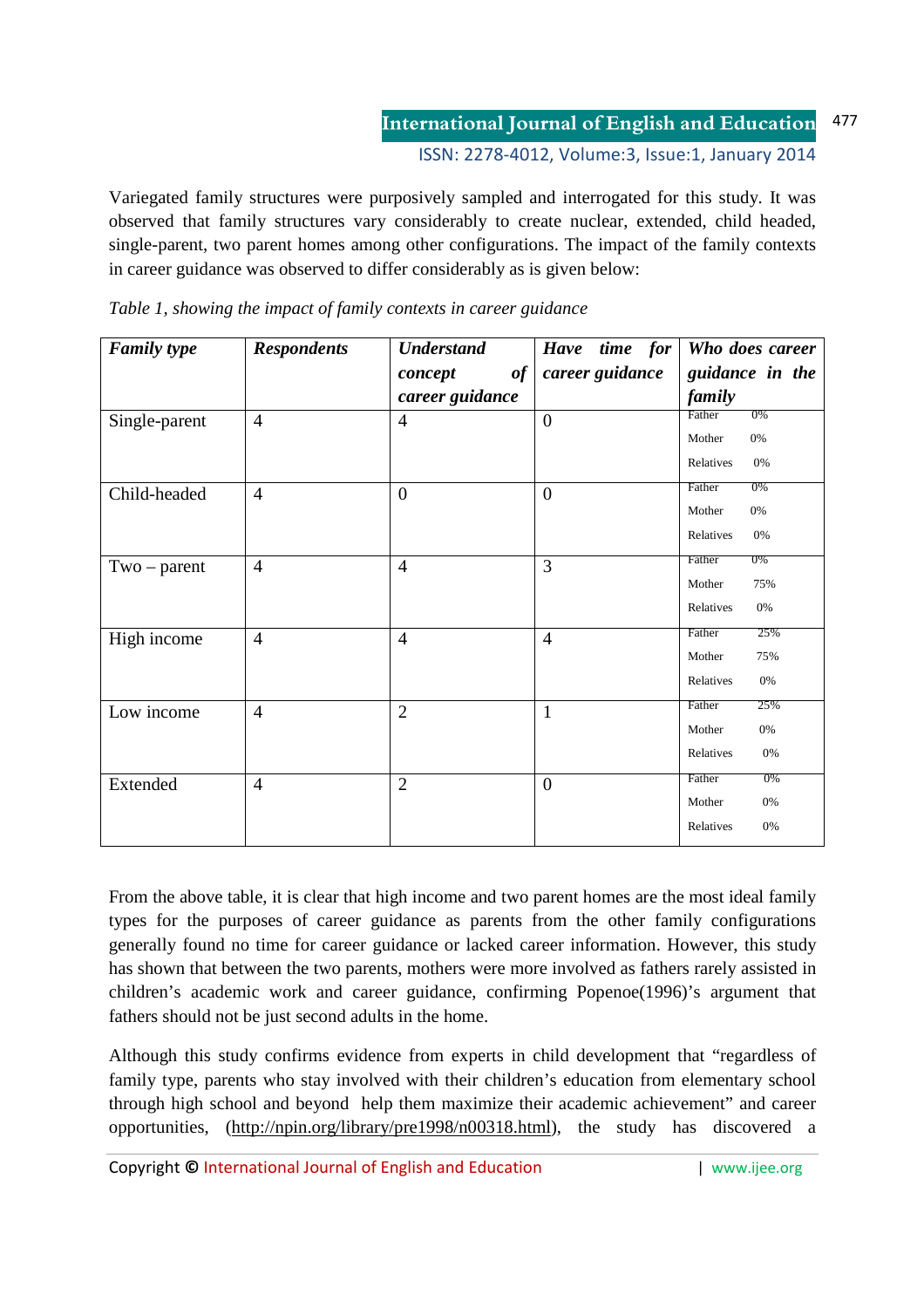Variegated family structures were purposively sampled and interrogated for this study. It was observed that family structures vary considerably to create nuclear, extended, child headed, single-parent, two parent homes among other configurations. The impact of the family contexts in career guidance was observed to differ considerably as is given below:

*Table 1, showing the impact of family contexts in career guidance*

| ***Family type*** | ***Respondents*** | ***Understand concept of career guidance*** | ***Have time for career guidance*** | ***Who does career guidance in the family*** |
|---|---|---|---|---|
| Single-parent | 4 | 4 | 0 | Father 0%<br>Mother 0%<br>Relatives 0% |
| Child-headed | 4 | 0 | 0 | Father 0%<br>Mother 0%<br>Relatives 0% |
| Two – parent | 4 | 4 | 3 | Father 0%<br>Mother 75%<br>Relatives 0% |
| High income | 4 | 4 | 4 | Father 25%<br>Mother 75%<br>Relatives 0% |
| Low income | 4 | 2 | 1 | Father 25%<br>Mother 0%<br>Relatives 0% |
| Extended | 4 | 2 | 0 | Father 0%<br>Mother 0%<br>Relatives 0% |

From the above table, it is clear that high income and two parent homes are the most ideal family types for the purposes of career guidance as parents from the other family configurations generally found no time for career guidance or lacked career information. However, this study has shown that between the two parents, mothers were more involved as fathers rarely assisted in children's academic work and career guidance, confirming Popenoe(1996)'s argument that fathers should not be just second adults in the home.

Although this study confirms evidence from experts in child development that "regardless of family type, parents who stay involved with their children's education from elementary school through high school and beyond help them maximize their academic achievement" and career opportunities, (http://npin.org/library/pre1998/n00318.html), the study has discovered a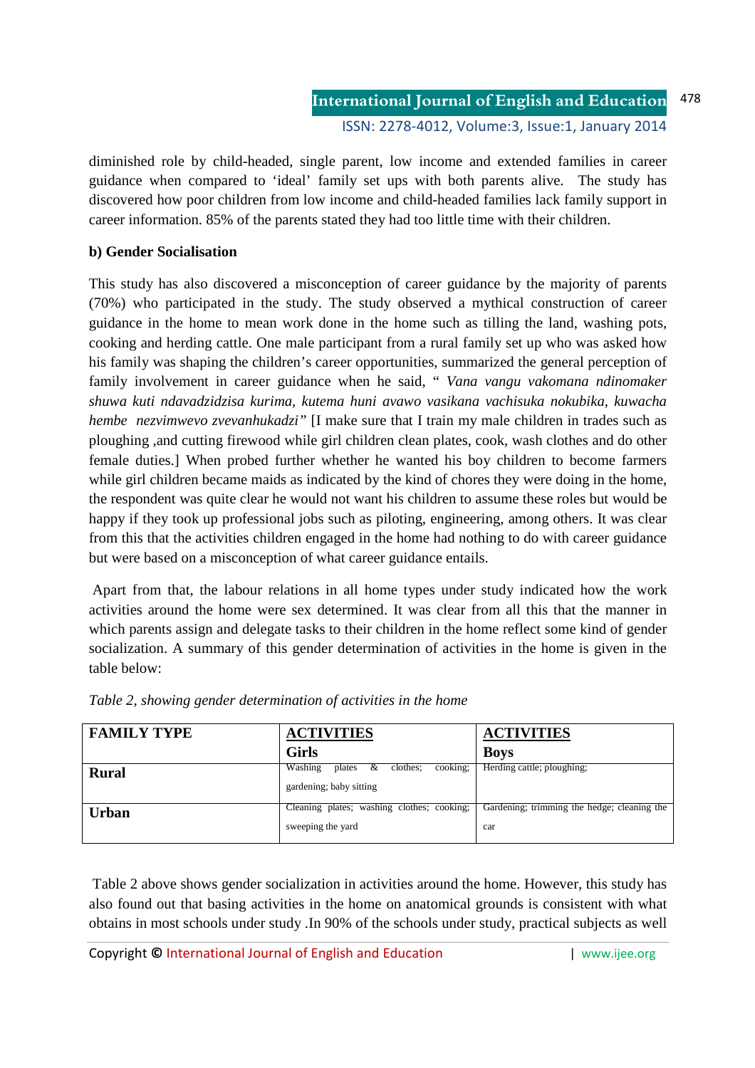diminished role by child-headed, single parent, low income and extended families in career guidance when compared to 'ideal' family set ups with both parents alive. The study has discovered how poor children from low income and child-headed families lack family support in career information. 85% of the parents stated they had too little time with their children.

**b) Gender Socialisation**

This study has also discovered a misconception of career guidance by the majority of parents (70%) who participated in the study. The study observed a mythical construction of career guidance in the home to mean work done in the home such as tilling the land, washing pots, cooking and herding cattle. One male participant from a rural family set up who was asked how his family was shaping the children's career opportunities, summarized the general perception of family involvement in career guidance when he said, " *Vana vangu vakomana ndinomaker shuwa kuti ndavadzidzisa kurima, kutema huni avawo vasikana vachisuka nokubika, kuwacha hembe nezvimwevo zvevanhukadzi"* [I make sure that I train my male children in trades such as ploughing ,and cutting firewood while girl children clean plates, cook, wash clothes and do other female duties.] When probed further whether he wanted his boy children to become farmers while girl children became maids as indicated by the kind of chores they were doing in the home, the respondent was quite clear he would not want his children to assume these roles but would be happy if they took up professional jobs such as piloting, engineering, among others. It was clear from this that the activities children engaged in the home had nothing to do with career guidance but were based on a misconception of what career guidance entails.

Apart from that, the labour relations in all home types under study indicated how the work activities around the home were sex determined. It was clear from all this that the manner in which parents assign and delegate tasks to their children in the home reflect some kind of gender socialization. A summary of this gender determination of activities in the home is given in the table below:

*Table 2, showing gender determination of activities in the home*

| **FAMILY TYPE** | **ACTIVITIES** **Girls** | **ACTIVITIES** **Boys** |
|---|---|---|
| **Rural** | Washing plates & clothes; cooking; gardening; baby sitting | Herding cattle; ploughing; |
| **Urban** | Cleaning plates; washing clothes; cooking; sweeping the yard | Gardening; trimming the hedge; cleaning the car |

Table 2 above shows gender socialization in activities around the home. However, this study has also found out that basing activities in the home on anatomical grounds is consistent with what obtains in most schools under study .In 90% of the schools under study, practical subjects as well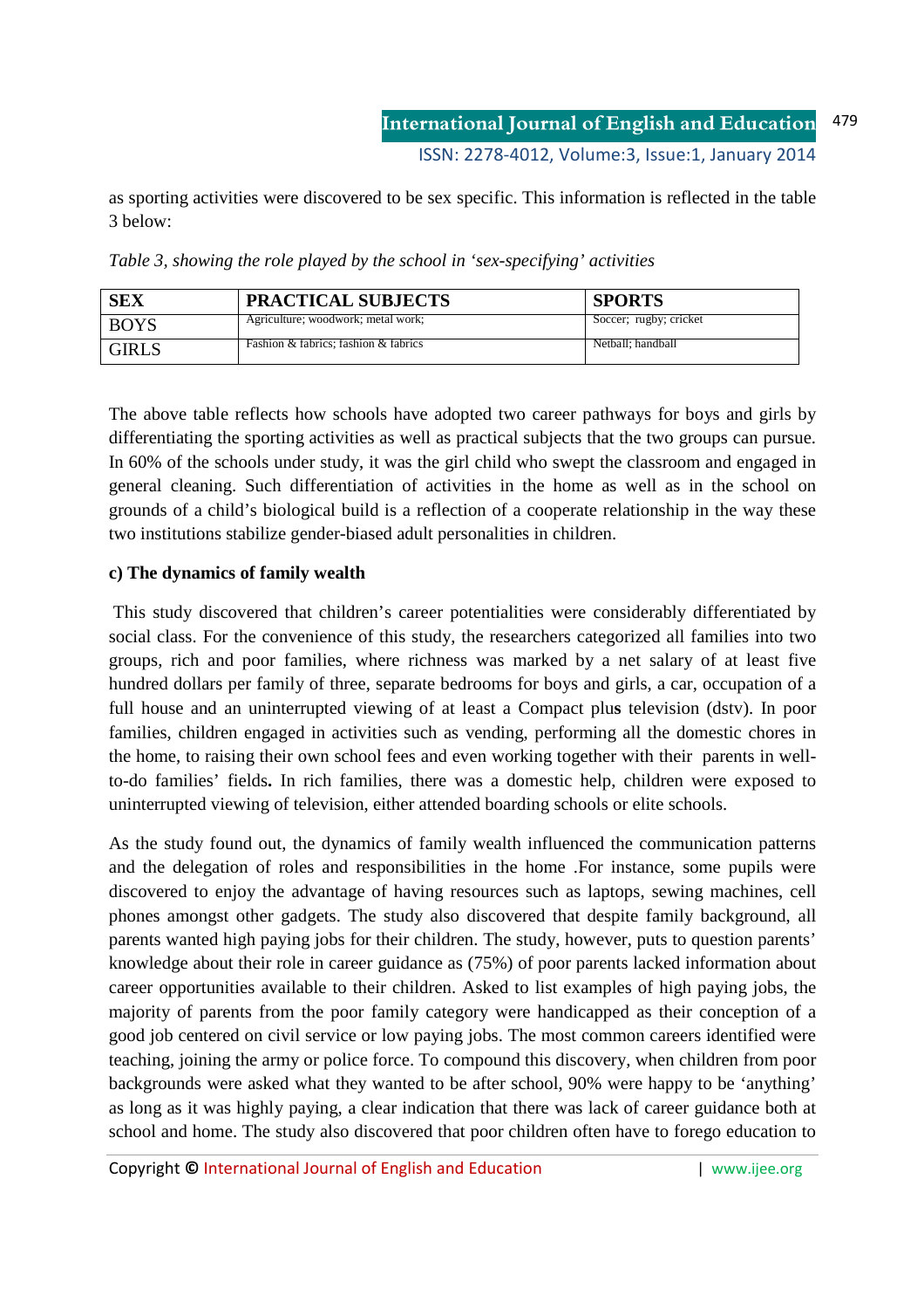as sporting activities were discovered to be sex specific. This information is reflected in the table 3 below:

*Table 3, showing the role played by the school in 'sex-specifying' activities*

| SEX | PRACTICAL SUBJECTS | SPORTS |
|---|---|---|
| BOYS | Agriculture; woodwork; metal work; | Soccer; rugby; cricket |
| GIRLS | Fashion & fabrics; fashion & fabrics | Netball; handball |

The above table reflects how schools have adopted two career pathways for boys and girls by differentiating the sporting activities as well as practical subjects that the two groups can pursue. In 60% of the schools under study, it was the girl child who swept the classroom and engaged in general cleaning. Such differentiation of activities in the home as well as in the school on grounds of a child's biological build is a reflection of a cooperate relationship in the way these two institutions stabilize gender-biased adult personalities in children.

**c) The dynamics of family wealth**

This study discovered that children's career potentialities were considerably differentiated by social class. For the convenience of this study, the researchers categorized all families into two groups, rich and poor families, where richness was marked by a net salary of at least five hundred dollars per family of three, separate bedrooms for boys and girls, a car, occupation of a full house and an uninterrupted viewing of at least a Compact plus television (dstv). In poor families, children engaged in activities such as vending, performing all the domestic chores in the home, to raising their own school fees and even working together with their parents in well-to-do families' fields. In rich families, there was a domestic help, children were exposed to uninterrupted viewing of television, either attended boarding schools or elite schools.

As the study found out, the dynamics of family wealth influenced the communication patterns and the delegation of roles and responsibilities in the home .For instance, some pupils were discovered to enjoy the advantage of having resources such as laptops, sewing machines, cell phones amongst other gadgets. The study also discovered that despite family background, all parents wanted high paying jobs for their children. The study, however, puts to question parents' knowledge about their role in career guidance as (75%) of poor parents lacked information about career opportunities available to their children. Asked to list examples of high paying jobs, the majority of parents from the poor family category were handicapped as their conception of a good job centered on civil service or low paying jobs. The most common careers identified were teaching, joining the army or police force. To compound this discovery, when children from poor backgrounds were asked what they wanted to be after school, 90% were happy to be 'anything' as long as it was highly paying, a clear indication that there was lack of career guidance both at school and home. The study also discovered that poor children often have to forego education to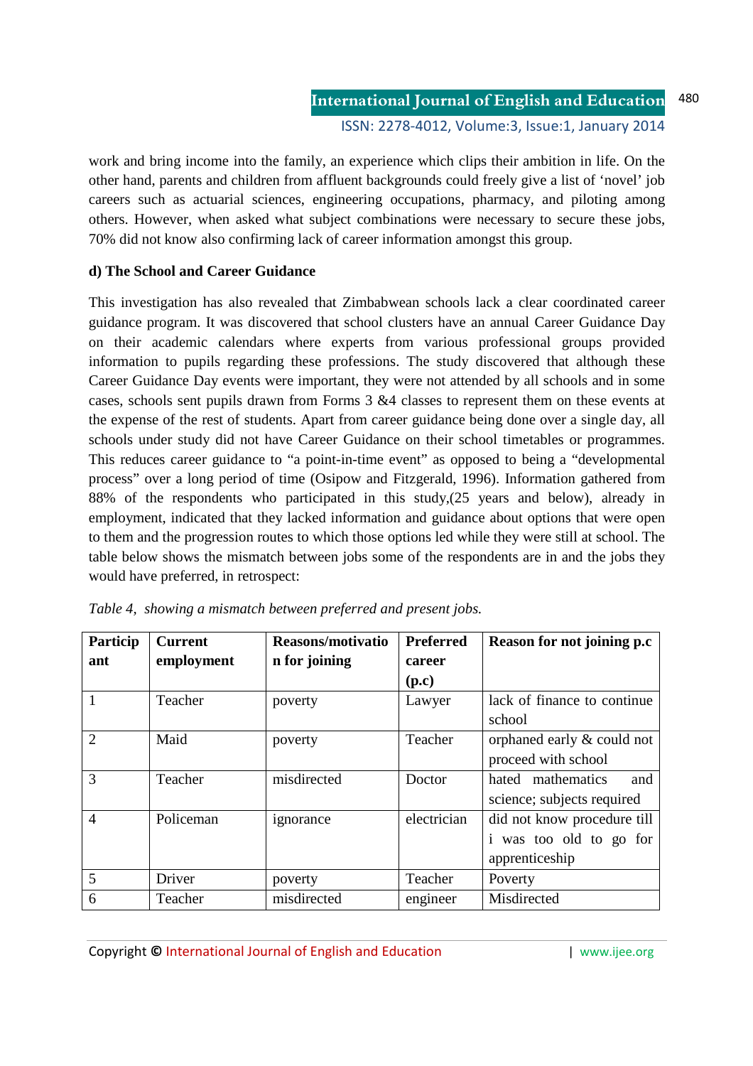work and bring income into the family, an experience which clips their ambition in life. On the other hand, parents and children from affluent backgrounds could freely give a list of 'novel' job careers such as actuarial sciences, engineering occupations, pharmacy, and piloting among others. However, when asked what subject combinations were necessary to secure these jobs, 70% did not know also confirming lack of career information amongst this group.

**d) The School and Career Guidance**

This investigation has also revealed that Zimbabwean schools lack a clear coordinated career guidance program. It was discovered that school clusters have an annual Career Guidance Day on their academic calendars where experts from various professional groups provided information to pupils regarding these professions. The study discovered that although these Career Guidance Day events were important, they were not attended by all schools and in some cases, schools sent pupils drawn from Forms 3 &4 classes to represent them on these events at the expense of the rest of students. Apart from career guidance being done over a single day, all schools under study did not have Career Guidance on their school timetables or programmes. This reduces career guidance to "a point-in-time event" as opposed to being a "developmental process" over a long period of time (Osipow and Fitzgerald, 1996). Information gathered from 88% of the respondents who participated in this study,(25 years and below), already in employment, indicated that they lacked information and guidance about options that were open to them and the progression routes to which those options led while they were still at school. The table below shows the mismatch between jobs some of the respondents are in and the jobs they would have preferred, in retrospect:

*Table 4, showing a mismatch between preferred and present jobs.*

| Participant | Current employment | Reasons/motivation for joining | Preferred career (p.c) | Reason for not joining p.c |
|---|---|---|---|---|
| 1 | Teacher | poverty | Lawyer | lack of finance to continue school |
| 2 | Maid | poverty | Teacher | orphaned early & could not proceed with school |
| 3 | Teacher | misdirected | Doctor | hated mathematics and science; subjects required |
| 4 | Policeman | ignorance | electrician | did not know procedure till i was too old to go for apprenticeship |
| 5 | Driver | poverty | Teacher | Poverty |
| 6 | Teacher | misdirected | engineer | Misdirected |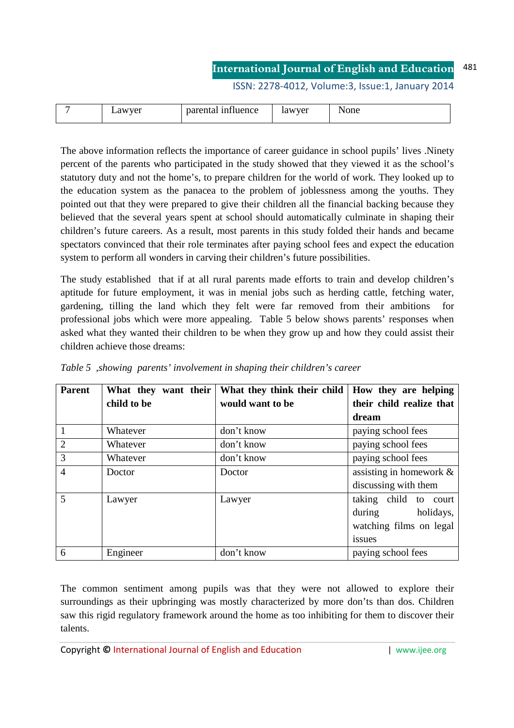| 7 | Lawyer | parental influence | lawyer | None |
|---|---|---|---|---|

The above information reflects the importance of career guidance in school pupils' lives .Ninety percent of the parents who participated in the study showed that they viewed it as the school's statutory duty and not the home's, to prepare children for the world of work. They looked up to the education system as the panacea to the problem of joblessness among the youths. They pointed out that they were prepared to give their children all the financial backing because they believed that the several years spent at school should automatically culminate in shaping their children's future careers. As a result, most parents in this study folded their hands and became spectators convinced that their role terminates after paying school fees and expect the education system to perform all wonders in carving their children's future possibilities.

The study established that if at all rural parents made efforts to train and develop children's aptitude for future employment, it was in menial jobs such as herding cattle, fetching water, gardening, tilling the land which they felt were far removed from their ambitions for professional jobs which were more appealing. Table 5 below shows parents' responses when asked what they wanted their children to be when they grow up and how they could assist their children achieve those dreams:

*Table 5 ,showing parents' involvement in shaping their children's career*

| **Parent** | **What they want their child to be** | **What they think their child would want to be** | **How they are helping their child realize that dream** |
|---|---|---|---|
| 1 | Whatever | don't know | paying school fees |
| 2 | Whatever | don't know | paying school fees |
| 3 | Whatever | don't know | paying school fees |
| 4 | Doctor | Doctor | assisting in homework & discussing with them |
| 5 | Lawyer | Lawyer | taking child to court during holidays, watching films on legal issues |
| 6 | Engineer | don't know | paying school fees |

The common sentiment among pupils was that they were not allowed to explore their surroundings as their upbringing was mostly characterized by more don'ts than dos. Children saw this rigid regulatory framework around the home as too inhibiting for them to discover their talents.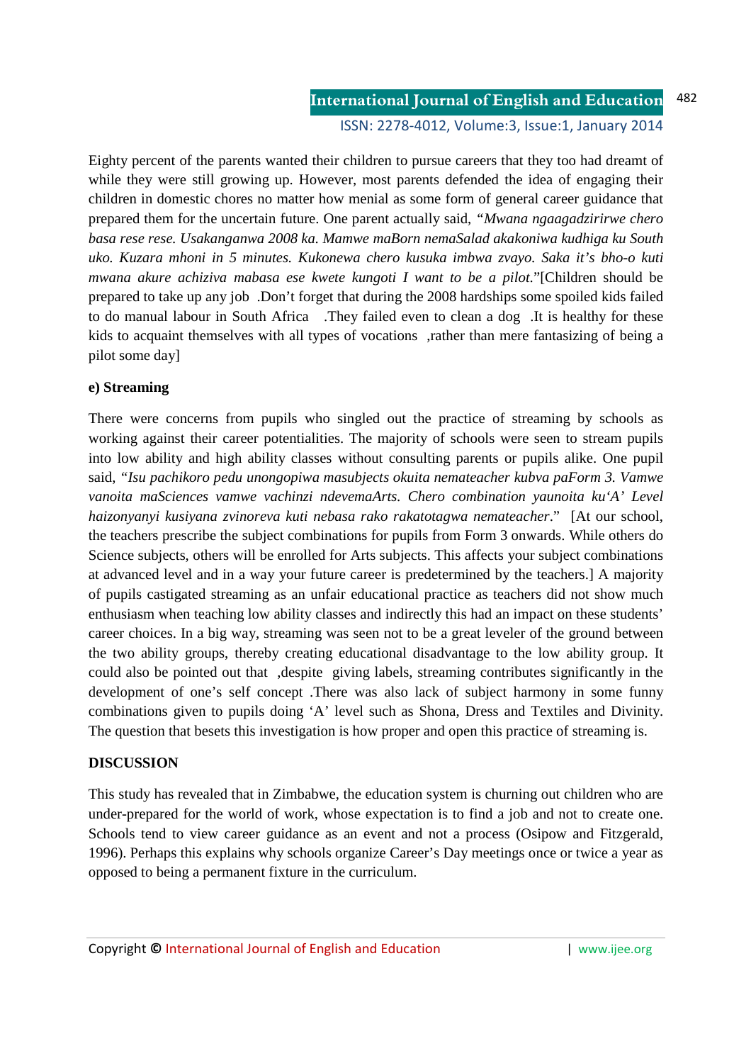Eighty percent of the parents wanted their children to pursue careers that they too had dreamt of while they were still growing up. However, most parents defended the idea of engaging their children in domestic chores no matter how menial as some form of general career guidance that prepared them for the uncertain future. One parent actually said, *"Mwana ngaagadzirirwe chero basa rese rese. Usakanganwa 2008 ka. Mamwe maBorn nemaSalad akakoniwa kudhiga ku South uko. Kuzara mhoni in 5 minutes. Kukonewa chero kusuka imbwa zvayo. Saka it's bho-o kuti mwana akure achiziva mabasa ese kwete kungoti I want to be a pilot."*[Children should be prepared to take up any job .Don't forget that during the 2008 hardships some spoiled kids failed to do manual labour in South Africa .They failed even to clean a dog .It is healthy for these kids to acquaint themselves with all types of vocations ,rather than mere fantasizing of being a pilot some day]

**e) Streaming**

There were concerns from pupils who singled out the practice of streaming by schools as working against their career potentialities. The majority of schools were seen to stream pupils into low ability and high ability classes without consulting parents or pupils alike. One pupil said, *"Isu pachikoro pedu unongopiwa masubjects okuita nemateacher kubva paForm 3. Vamwe vanoita maSciences vamwe vachinzi ndevemaArts. Chero combination yaunoita ku'A' Level haizonyanyi kusiyana zvinoreva kuti nebasa rako rakatotagwa nemateacher*." [At our school, the teachers prescribe the subject combinations for pupils from Form 3 onwards. While others do Science subjects, others will be enrolled for Arts subjects. This affects your subject combinations at advanced level and in a way your future career is predetermined by the teachers.] A majority of pupils castigated streaming as an unfair educational practice as teachers did not show much enthusiasm when teaching low ability classes and indirectly this had an impact on these students' career choices. In a big way, streaming was seen not to be a great leveler of the ground between the two ability groups, thereby creating educational disadvantage to the low ability group. It could also be pointed out that ,despite giving labels, streaming contributes significantly in the development of one's self concept .There was also lack of subject harmony in some funny combinations given to pupils doing 'A' level such as Shona, Dress and Textiles and Divinity. The question that besets this investigation is how proper and open this practice of streaming is.

## DISCUSSION

This study has revealed that in Zimbabwe, the education system is churning out children who are under-prepared for the world of work, whose expectation is to find a job and not to create one. Schools tend to view career guidance as an event and not a process (Osipow and Fitzgerald, 1996). Perhaps this explains why schools organize Career's Day meetings once or twice a year as opposed to being a permanent fixture in the curriculum.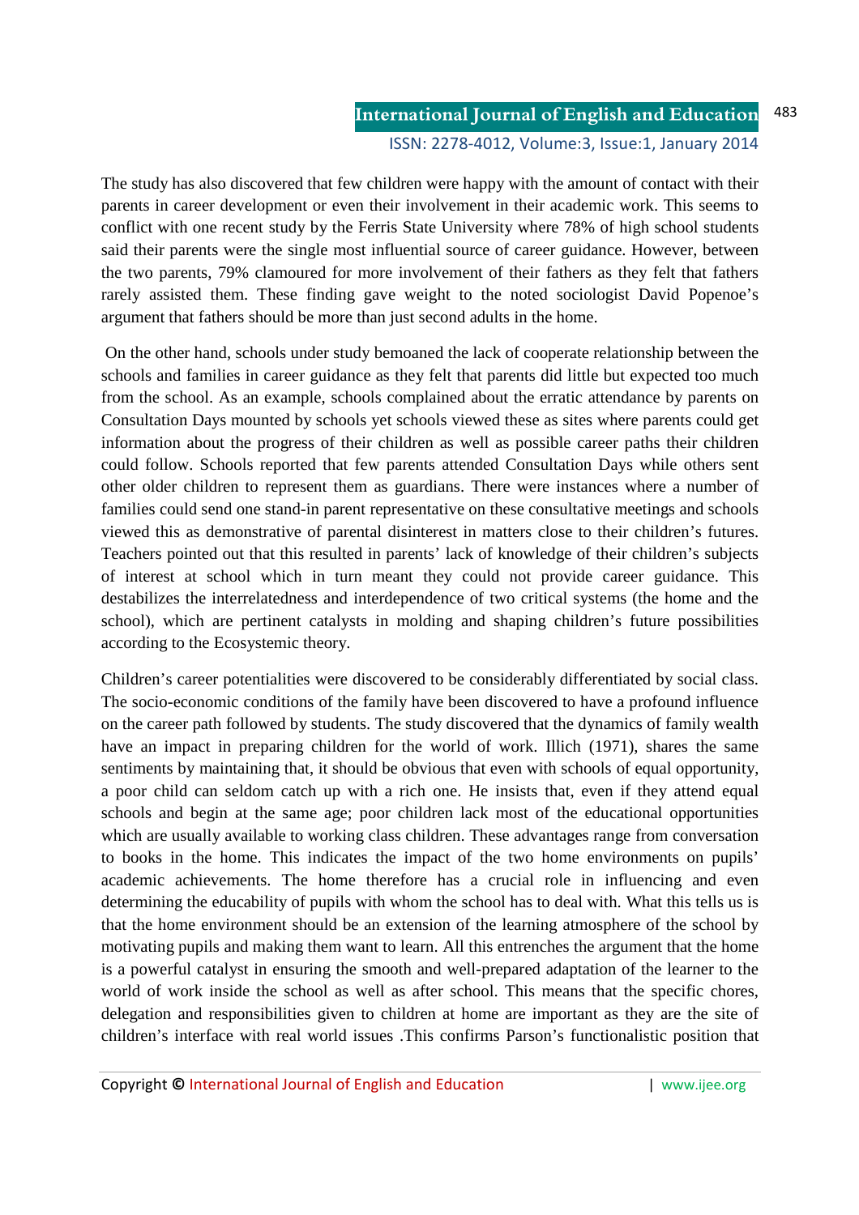The study has also discovered that few children were happy with the amount of contact with their parents in career development or even their involvement in their academic work. This seems to conflict with one recent study by the Ferris State University where 78% of high school students said their parents were the single most influential source of career guidance. However, between the two parents, 79% clamoured for more involvement of their fathers as they felt that fathers rarely assisted them. These finding gave weight to the noted sociologist David Popenoe's argument that fathers should be more than just second adults in the home.

On the other hand, schools under study bemoaned the lack of cooperate relationship between the schools and families in career guidance as they felt that parents did little but expected too much from the school. As an example, schools complained about the erratic attendance by parents on Consultation Days mounted by schools yet schools viewed these as sites where parents could get information about the progress of their children as well as possible career paths their children could follow. Schools reported that few parents attended Consultation Days while others sent other older children to represent them as guardians. There were instances where a number of families could send one stand-in parent representative on these consultative meetings and schools viewed this as demonstrative of parental disinterest in matters close to their children's futures. Teachers pointed out that this resulted in parents' lack of knowledge of their children's subjects of interest at school which in turn meant they could not provide career guidance. This destabilizes the interrelatedness and interdependence of two critical systems (the home and the school), which are pertinent catalysts in molding and shaping children's future possibilities according to the Ecosystemic theory.

Children's career potentialities were discovered to be considerably differentiated by social class. The socio-economic conditions of the family have been discovered to have a profound influence on the career path followed by students. The study discovered that the dynamics of family wealth have an impact in preparing children for the world of work. Illich (1971), shares the same sentiments by maintaining that, it should be obvious that even with schools of equal opportunity, a poor child can seldom catch up with a rich one. He insists that, even if they attend equal schools and begin at the same age; poor children lack most of the educational opportunities which are usually available to working class children. These advantages range from conversation to books in the home. This indicates the impact of the two home environments on pupils' academic achievements. The home therefore has a crucial role in influencing and even determining the educability of pupils with whom the school has to deal with. What this tells us is that the home environment should be an extension of the learning atmosphere of the school by motivating pupils and making them want to learn. All this entrenches the argument that the home is a powerful catalyst in ensuring the smooth and well-prepared adaptation of the learner to the world of work inside the school as well as after school. This means that the specific chores, delegation and responsibilities given to children at home are important as they are the site of children's interface with real world issues .This confirms Parson's functionalistic position that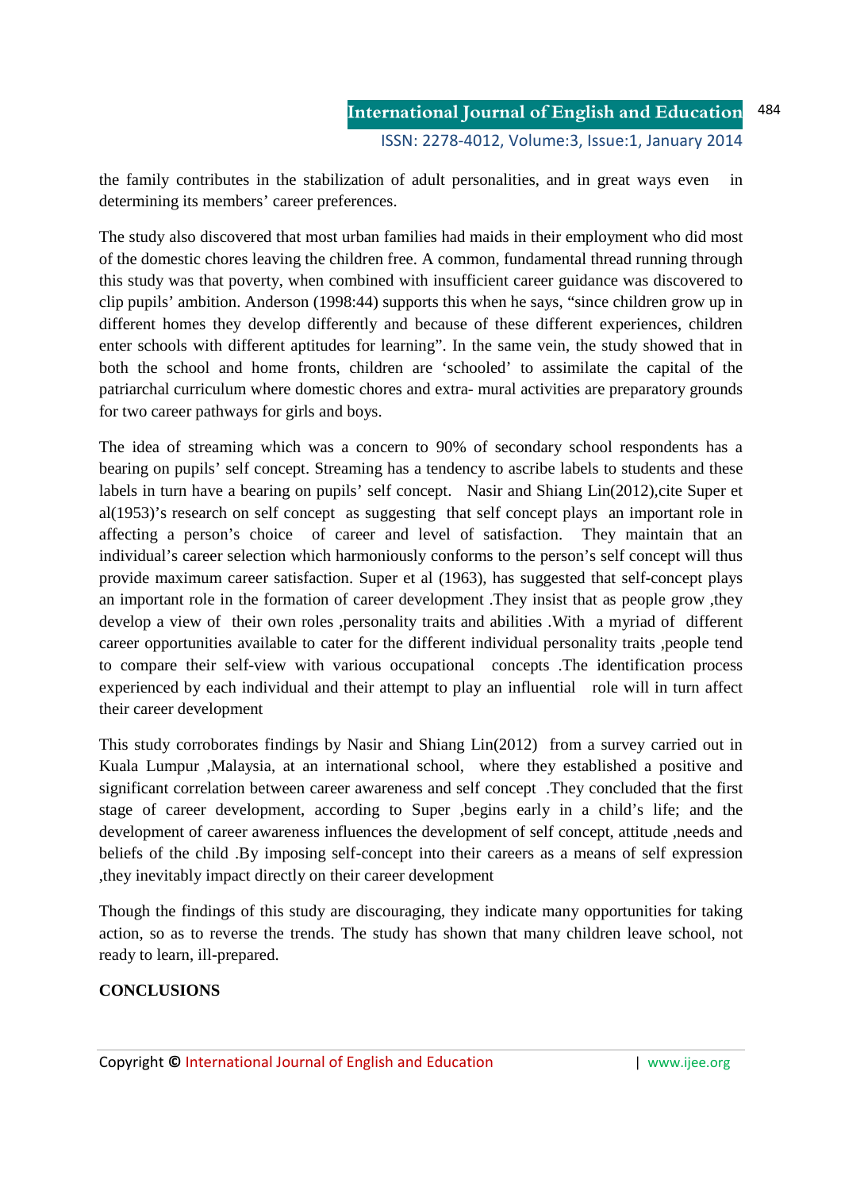the family contributes in the stabilization of adult personalities, and in great ways even in determining its members' career preferences.

The study also discovered that most urban families had maids in their employment who did most of the domestic chores leaving the children free. A common, fundamental thread running through this study was that poverty, when combined with insufficient career guidance was discovered to clip pupils' ambition. Anderson (1998:44) supports this when he says, "since children grow up in different homes they develop differently and because of these different experiences, children enter schools with different aptitudes for learning". In the same vein, the study showed that in both the school and home fronts, children are 'schooled' to assimilate the capital of the patriarchal curriculum where domestic chores and extra- mural activities are preparatory grounds for two career pathways for girls and boys.

The idea of streaming which was a concern to 90% of secondary school respondents has a bearing on pupils' self concept. Streaming has a tendency to ascribe labels to students and these labels in turn have a bearing on pupils' self concept. Nasir and Shiang Lin(2012),cite Super et al(1953)'s research on self concept as suggesting that self concept plays an important role in affecting a person's choice of career and level of satisfaction. They maintain that an individual's career selection which harmoniously conforms to the person's self concept will thus provide maximum career satisfaction. Super et al (1963), has suggested that self-concept plays an important role in the formation of career development .They insist that as people grow ,they develop a view of their own roles ,personality traits and abilities .With a myriad of different career opportunities available to cater for the different individual personality traits ,people tend to compare their self-view with various occupational concepts .The identification process experienced by each individual and their attempt to play an influential role will in turn affect their career development

This study corroborates findings by Nasir and Shiang Lin(2012) from a survey carried out in Kuala Lumpur ,Malaysia, at an international school, where they established a positive and significant correlation between career awareness and self concept .They concluded that the first stage of career development, according to Super ,begins early in a child's life; and the development of career awareness influences the development of self concept, attitude ,needs and beliefs of the child .By imposing self-concept into their careers as a means of self expression ,they inevitably impact directly on their career development

Though the findings of this study are discouraging, they indicate many opportunities for taking action, so as to reverse the trends. The study has shown that many children leave school, not ready to learn, ill-prepared.

## CONCLUSIONS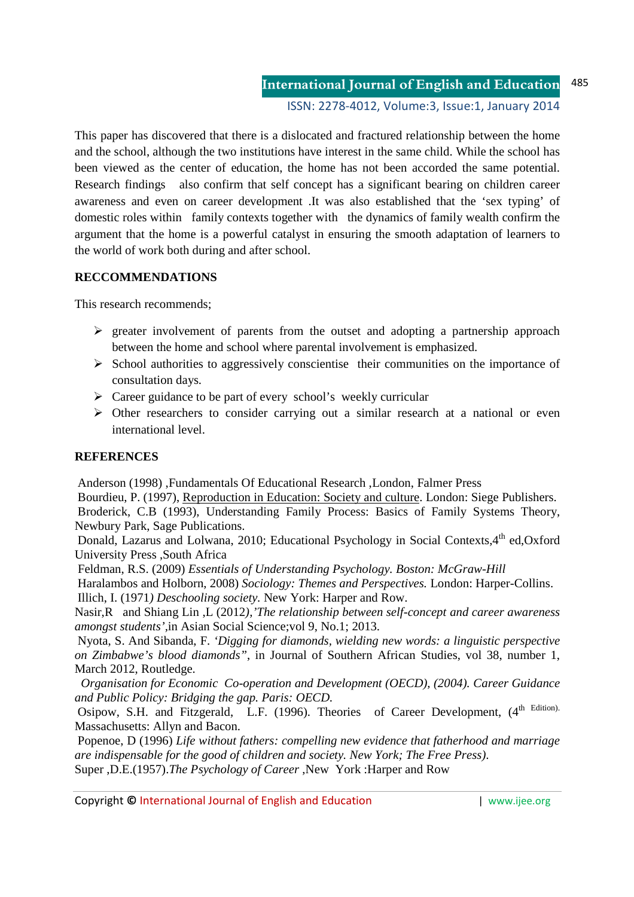This paper has discovered that there is a dislocated and fractured relationship between the home and the school, although the two institutions have interest in the same child. While the school has been viewed as the center of education, the home has not been accorded the same potential. Research findings also confirm that self concept has a significant bearing on children career awareness and even on career development .It was also established that the 'sex typing' of domestic roles within family contexts together with the dynamics of family wealth confirm the argument that the home is a powerful catalyst in ensuring the smooth adaptation of learners to the world of work both during and after school.

## RECCOMMENDATIONS

This research recommends;

- greater involvement of parents from the outset and adopting a partnership approach between the home and school where parental involvement is emphasized.
- School authorities to aggressively conscientise their communities on the importance of consultation days.
- Career guidance to be part of every school's weekly curricular
- Other researchers to consider carrying out a similar research at a national or even international level.

## REFERENCES

Anderson (1998) ,Fundamentals Of Educational Research ,London, Falmer Press

Bourdieu, P. (1997), Reproduction in Education: Society and culture. London: Siege Publishers.

Broderick, C.B (1993), Understanding Family Process: Basics of Family Systems Theory, Newbury Park, Sage Publications.

Donald, Lazarus and Lolwana, 2010; Educational Psychology in Social Contexts,4th ed,Oxford University Press ,South Africa

Feldman, R.S. (2009) *Essentials of Understanding Psychology. Boston: McGraw-Hill*

Haralambos and Holborn, 2008) *Sociology: Themes and Perspectives.* London: Harper-Collins.

Illich, I. (1971*) Deschooling society.* New York: Harper and Row.

Nasir,R and Shiang Lin ,L (2012*),'The relationship between self-concept and career awareness amongst students'*,in Asian Social Science;vol 9, No.1; 2013.

Nyota, S. And Sibanda, F. *'Digging for diamonds, wielding new words: a linguistic perspective on Zimbabwe's blood diamonds"*, in Journal of Southern African Studies, vol 38, number 1, March 2012, Routledge.

*Organisation for Economic Co-operation and Development (OECD), (2004). Career Guidance and Public Policy: Bridging the gap. Paris: OECD.*

Osipow, S.H. and Fitzgerald, L.F. (1996). Theories of Career Development, (4th Edition). Massachusetts: Allyn and Bacon.

Popenoe, D (1996) *Life without fathers: compelling new evidence that fatherhood and marriage are indispensable for the good of children and society. New York; The Free Press).*

Super ,D.E.(1957).*The Psychology of Career* ,New York :Harper and Row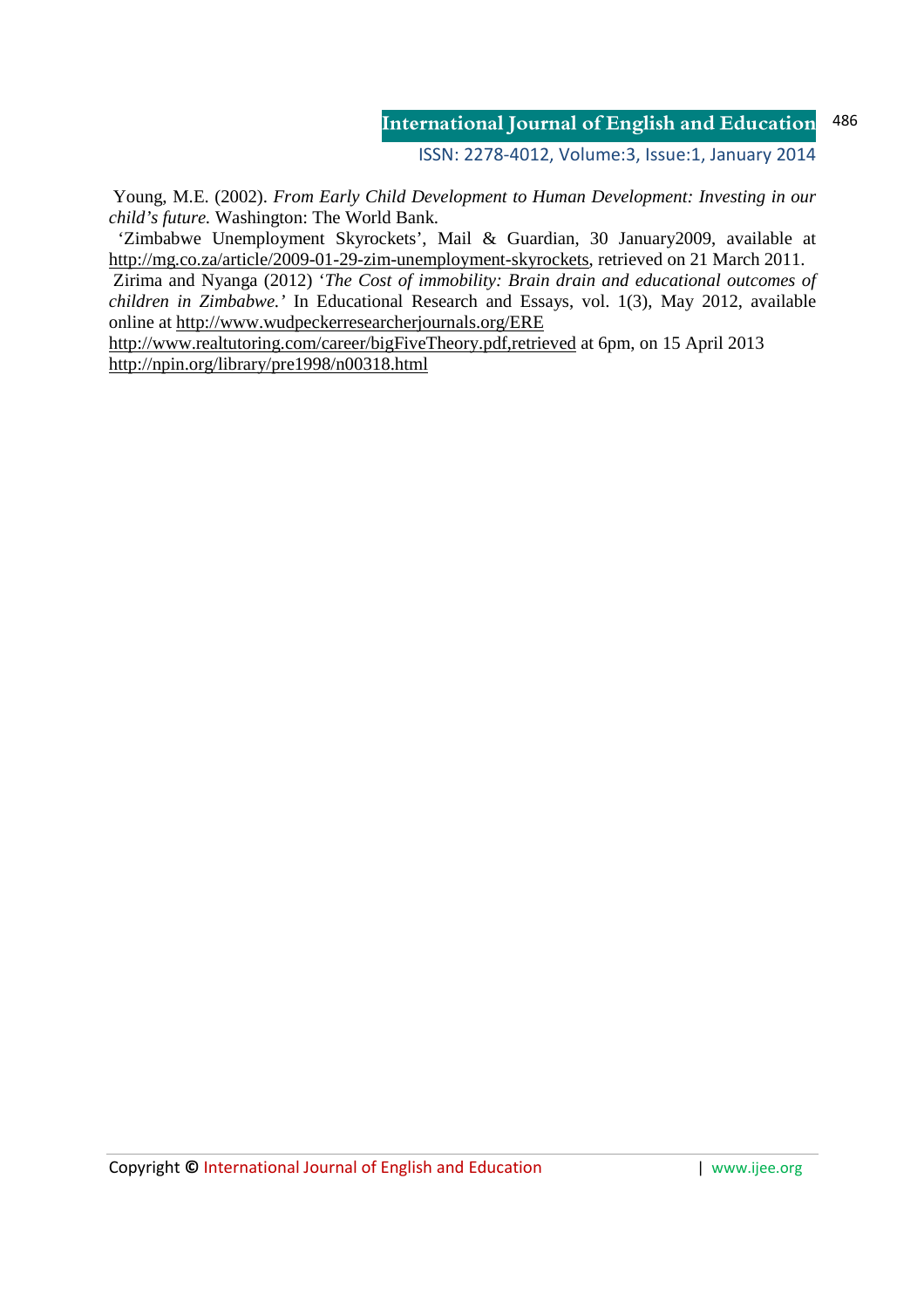Young, M.E. (2002). *From Early Child Development to Human Development: Investing in our child's future.* Washington: The World Bank.

'Zimbabwe Unemployment Skyrockets', Mail & Guardian, 30 January2009, available at http://mg.co.za/article/2009-01-29-zim-unemployment-skyrockets, retrieved on 21 March 2011.

Zirima and Nyanga (2012) '*The Cost of immobility: Brain drain and educational outcomes of children in Zimbabwe.'* In Educational Research and Essays, vol. 1(3), May 2012, available online at http://www.wudpeckerresearcherjournals.org/ERE

http://www.realtutoring.com/career/bigFiveTheory.pdf,retrieved at 6pm, on 15 April 2013

http://npin.org/library/pre1998/n00318.html